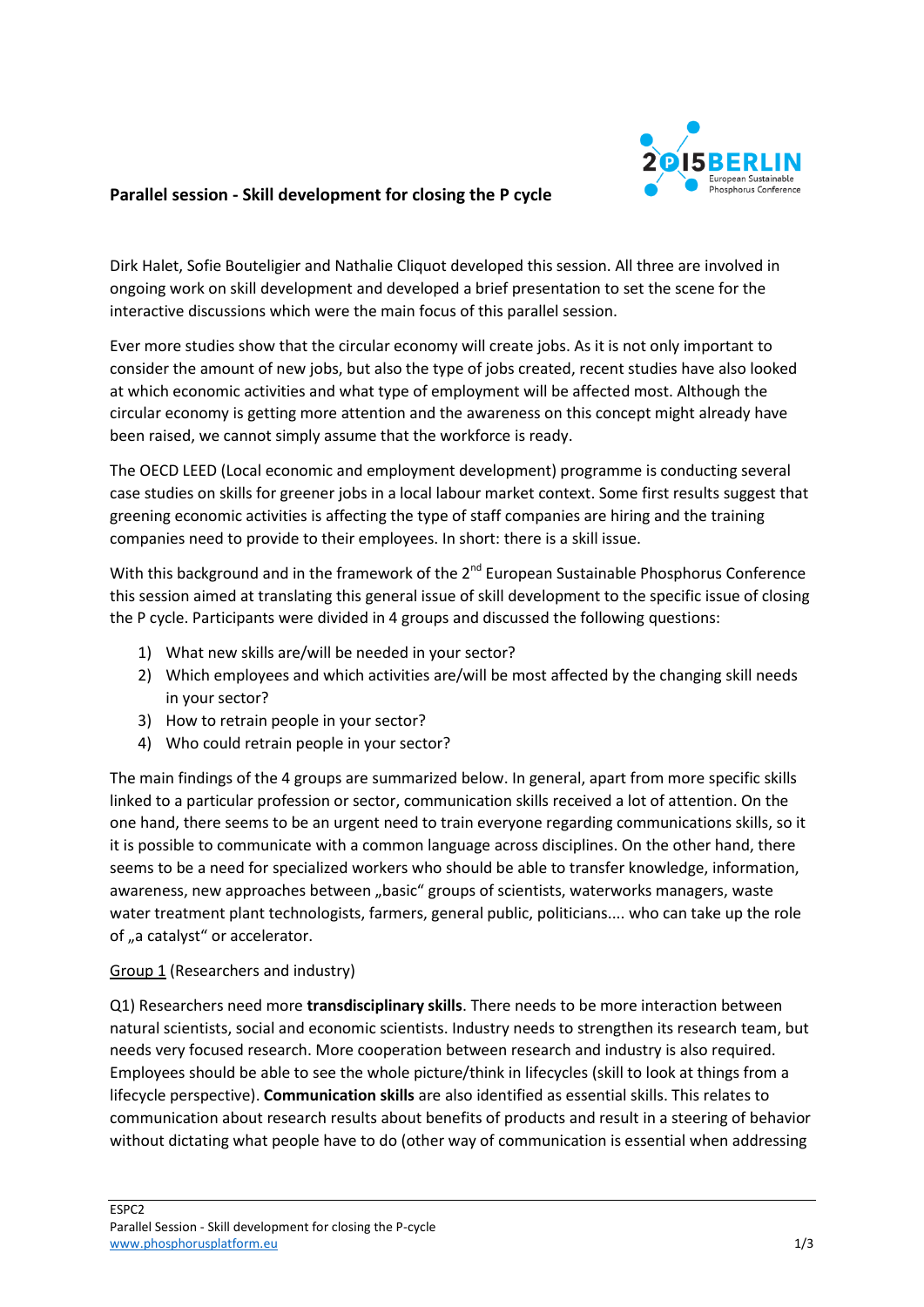## Parallel session - Skill development for closing the P cycle

Dirk Halet, Sofie Bouteligier and Nathalie Cliquot developed this session. All three are involved in ongoing work on skill development and developed a brief presentation to set the scene for the interactive discussions which were the main focus of this parallel session.

Ever more studies show that the circular economy will create jobs. As it is not only important to consider the amount of new jobs, but also the type of jobs created, recent studies have also looked at which economic activities and what type of employment will be affected most. Although the circular economy is getting more attention and the awareness on this concept might already have been raised, we cannot simply assume that the workforce is ready.

The OECD LEED (Local economic and employment development) programme is conducting several case studies on skills for greener jobs in a local labour market context. Some first results suggest that greening economic activities is affecting the type of staff companies are hiring and the training companies need to provide to their employees. In short: there is a skill issue.

With this background and in the framework of the 2nd European Sustainable Phosphorus Conference this session aimed at translating this general issue of skill development to the specific issue of closing the P cycle. Participants were divided in 4 groups and discussed the following questions:

1) What new skills are/will be needed in your sector?
2) Which employees and which activities are/will be most affected by the changing skill needs in your sector?
3) How to retrain people in your sector?
4) Who could retrain people in your sector?

The main findings of the 4 groups are summarized below. In general, apart from more specific skills linked to a particular profession or sector, communication skills received a lot of attention. On the one hand, there seems to be an urgent need to train everyone regarding communications skills, so it it is possible to communicate with a common language across disciplines. On the other hand, there seems to be a need for specialized workers who should be able to transfer knowledge, information, awareness, new approaches between „basic“ groups of scientists, waterworks managers, waste water treatment plant technologists, farmers, general public, politicians.... who can take up the role of „a catalyst“ or accelerator.

Group 1 (Researchers and industry)

Q1) Researchers need more **transdisciplinary skills**. There needs to be more interaction between natural scientists, social and economic scientists. Industry needs to strengthen its research team, but needs very focused research. More cooperation between research and industry is also required. Employees should be able to see the whole picture/think in lifecycles (skill to look at things from a lifecycle perspective). **Communication skills** are also identified as essential skills. This relates to communication about research results about benefits of products and result in a steering of behavior without dictating what people have to do (other way of communication is essential when addressing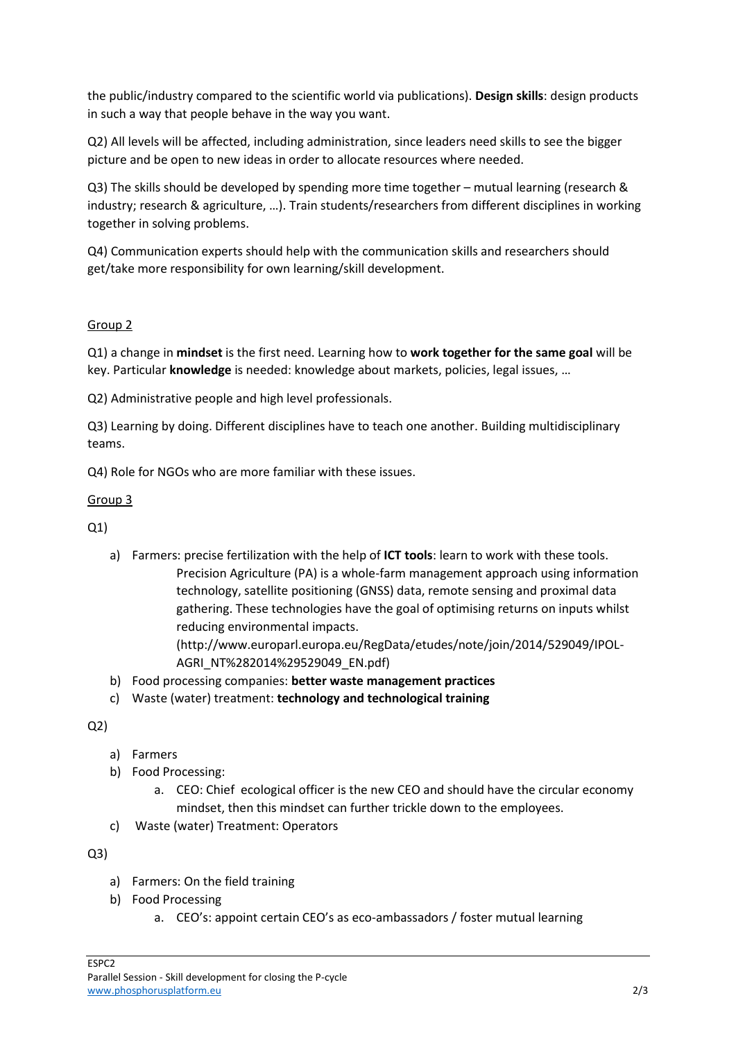the public/industry compared to the scientific world via publications). **Design skills**: design products in such a way that people behave in the way you want.

Q2) All levels will be affected, including administration, since leaders need skills to see the bigger picture and be open to new ideas in order to allocate resources where needed.

Q3) The skills should be developed by spending more time together – mutual learning (research & industry; research & agriculture, …). Train students/researchers from different disciplines in working together in solving problems.

Q4) Communication experts should help with the communication skills and researchers should get/take more responsibility for own learning/skill development.

Group 2

Q1) a change in **mindset** is the first need. Learning how to **work together for the same goal** will be key. Particular **knowledge** is needed: knowledge about markets, policies, legal issues, …

Q2) Administrative people and high level professionals.

Q3) Learning by doing. Different disciplines have to teach one another. Building multidisciplinary teams.

Q4) Role for NGOs who are more familiar with these issues.

Group 3

Q1)

a) Farmers: precise fertilization with the help of **ICT tools**: learn to work with these tools.
    Precision Agriculture (PA) is a whole-farm management approach using information technology, satellite positioning (GNSS) data, remote sensing and proximal data gathering. These technologies have the goal of optimising returns on inputs whilst reducing environmental impacts.
    (http://www.europarl.europa.eu/RegData/etudes/note/join/2014/529049/IPOL-AGRI_NT%282014%29529049_EN.pdf)
b) Food processing companies: **better waste management practices**
c) Waste (water) treatment: **technology and technological training**

Q2)

a) Farmers
b) Food Processing:
    a. CEO: Chief ecological officer is the new CEO and should have the circular economy mindset, then this mindset can further trickle down to the employees.
c) Waste (water) Treatment: Operators

Q3)

a) Farmers: On the field training
b) Food Processing
    a. CEO's: appoint certain CEO's as eco-ambassadors / foster mutual learning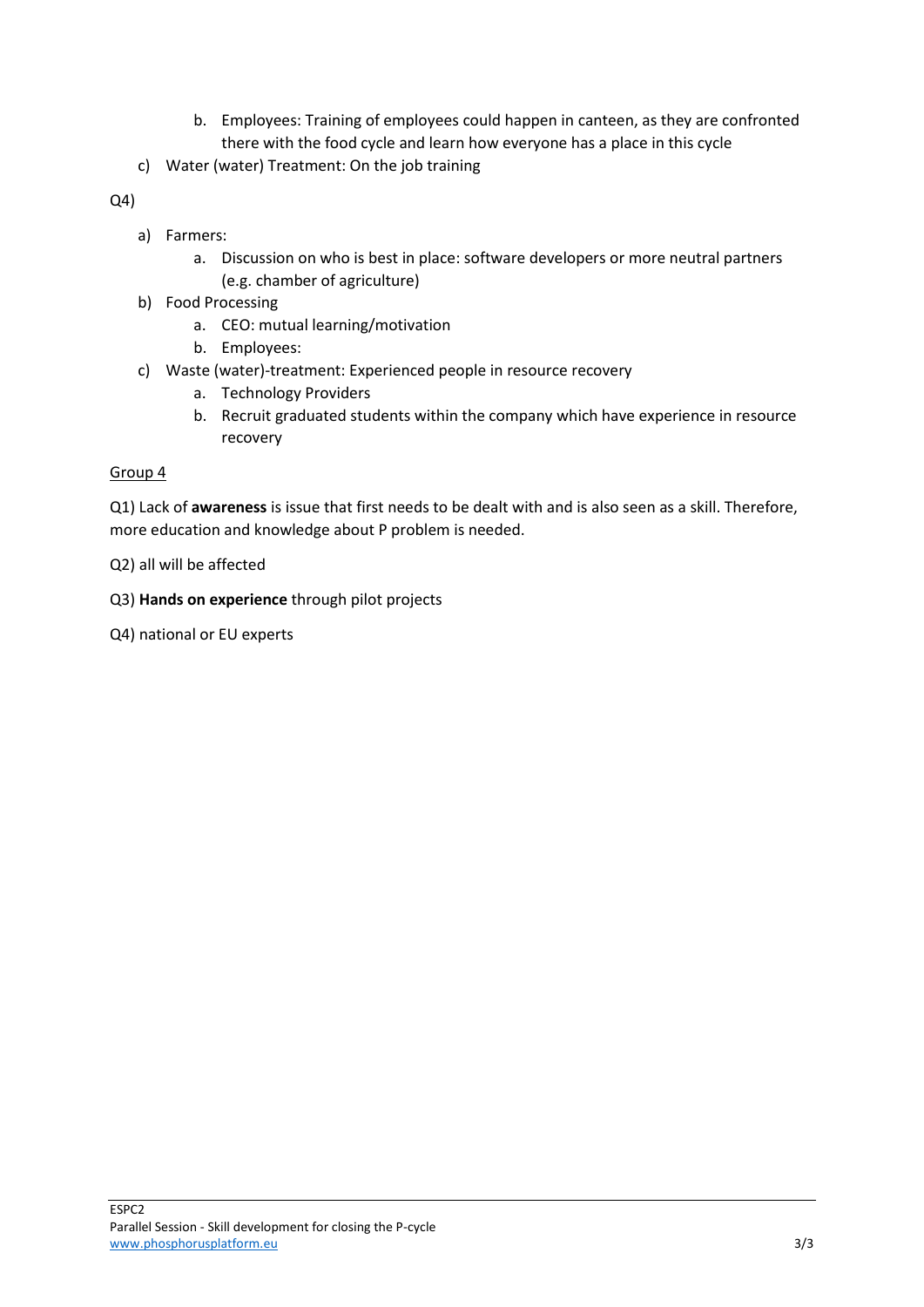b. Employees: Training of employees could happen in canteen, as they are confronted there with the food cycle and learn how everyone has a place in this cycle

c) Water (water) Treatment: On the job training

Q4)

a) Farmers:
    a. Discussion on who is best in place: software developers or more neutral partners (e.g. chamber of agriculture)

b) Food Processing
    a. CEO: mutual learning/motivation
    b. Employees:

c) Waste (water)-treatment: Experienced people in resource recovery
    a. Technology Providers
    b. Recruit graduated students within the company which have experience in resource recovery

<u>Group 4</u>

Q1) Lack of **awareness** is issue that first needs to be dealt with and is also seen as a skill. Therefore, more education and knowledge about P problem is needed.

Q2) all will be affected

Q3) **Hands on experience** through pilot projects

Q4) national or EU experts